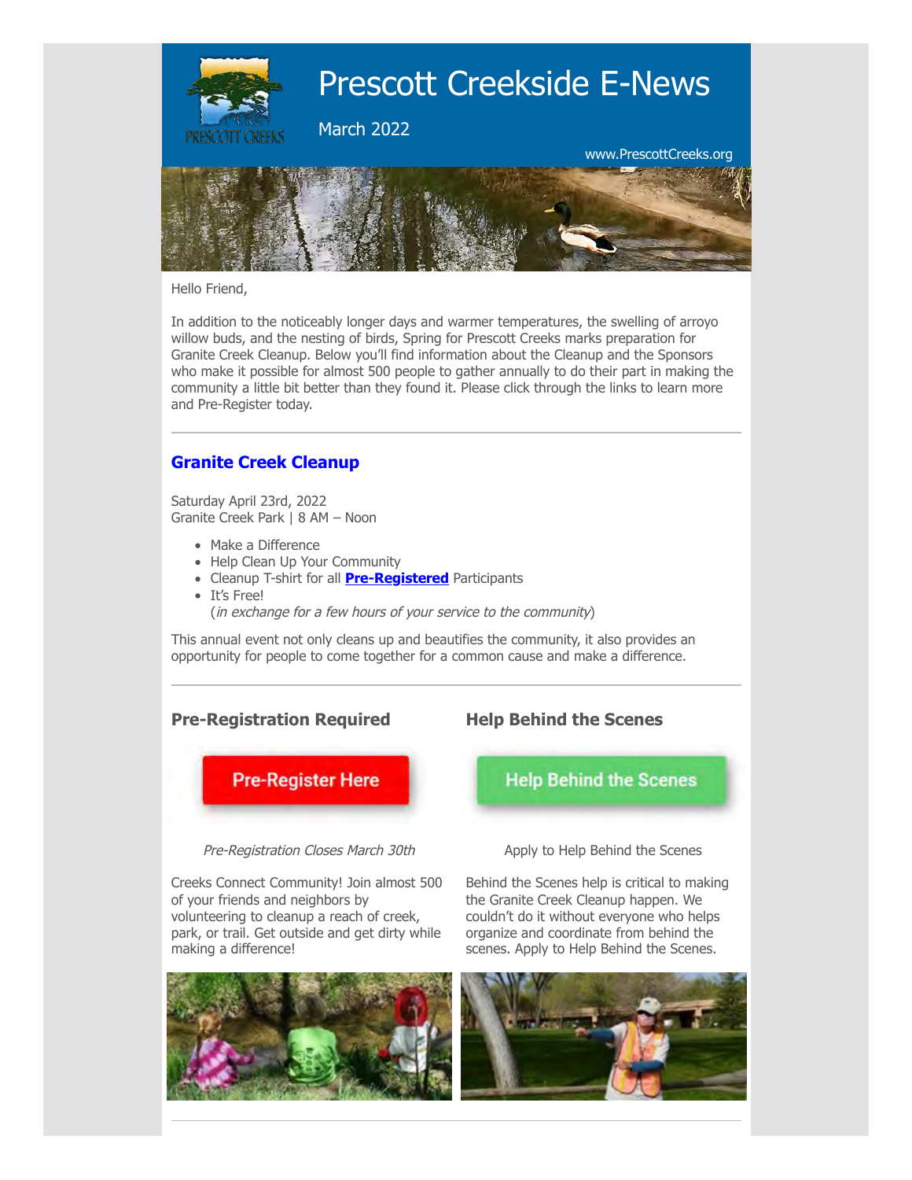# Prescott Creekside E-News

March 2022

www.PrescottCreeks.org

Hello Friend,

In addition to the noticeably longer days and warmer temperatures, the swelling of arroyo willow buds, and the nesting of birds, Spring for Prescott Creeks marks preparation for Granite Creek Cleanup. Below you'll find information about the Cleanup and the Sponsors who make it possible for almost 500 people to gather annually to do their part in making the community a little bit better than they found it. Please click through the links to learn more and Pre-Register today.

---

## Granite Creek Cleanup

Saturday April 23rd, 2022
Granite Creek Park | 8 AM – Noon

- Make a Difference
- Help Clean Up Your Community
- Cleanup T-shirt for all **Pre-Registered** Participants
- It's Free!
  (*in exchange for a few hours of your service to the community*)

This annual event not only cleans up and beautifies the community, it also provides an opportunity for people to come together for a common cause and make a difference.

---

### Pre-Registration Required

Pre-Register Here

*Pre-Registration Closes March 30th*

Creeks Connect Community! Join almost 500 of your friends and neighbors by volunteering to cleanup a reach of creek, park, or trail. Get outside and get dirty while making a difference!

### Help Behind the Scenes

Help Behind the Scenes

Apply to Help Behind the Scenes

Behind the Scenes help is critical to making the Granite Creek Cleanup happen. We couldn't do it without everyone who helps organize and coordinate from behind the scenes. Apply to Help Behind the Scenes.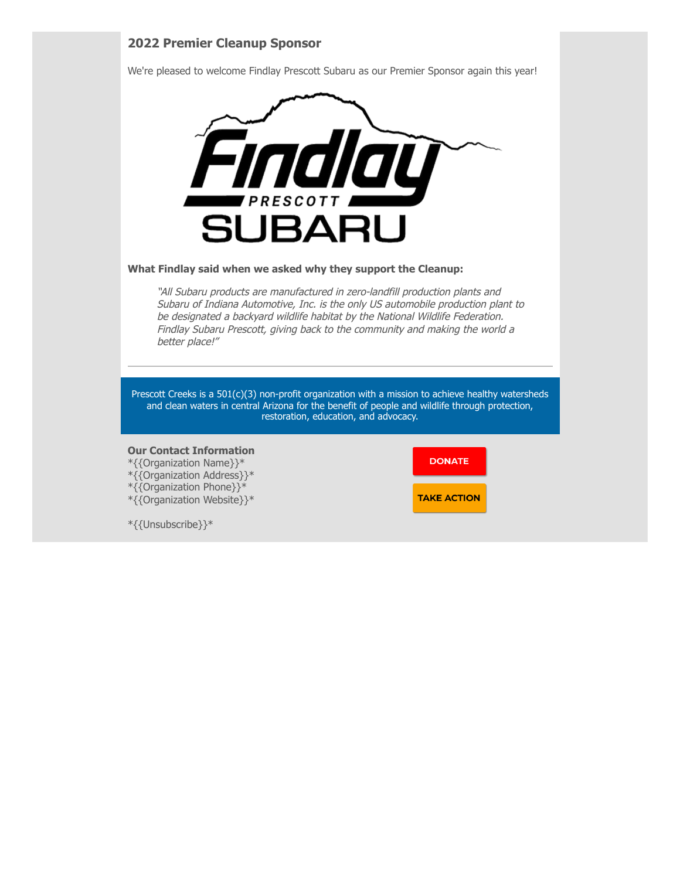## 2022 Premier Cleanup Sponsor

We're pleased to welcome Findlay Prescott Subaru as our Premier Sponsor again this year!

**What Findlay said when we asked why they support the Cleanup:**

> *"All Subaru products are manufactured in zero-landfill production plants and Subaru of Indiana Automotive, Inc. is the only US automobile production plant to be designated a backyard wildlife habitat by the National Wildlife Federation. Findlay Subaru Prescott, giving back to the community and making the world a better place!"*

---

Prescott Creeks is a 501(c)(3) non-profit organization with a mission to achieve healthy watersheds and clean waters in central Arizona for the benefit of people and wildlife through protection, restoration, education, and advocacy.

**Our Contact Information**
*{{Organization Name}}*
*{{Organization Address}}*
*{{Organization Phone}}*
*{{Organization Website}}*

*{{Unsubscribe}}*

DONATE

TAKE ACTION